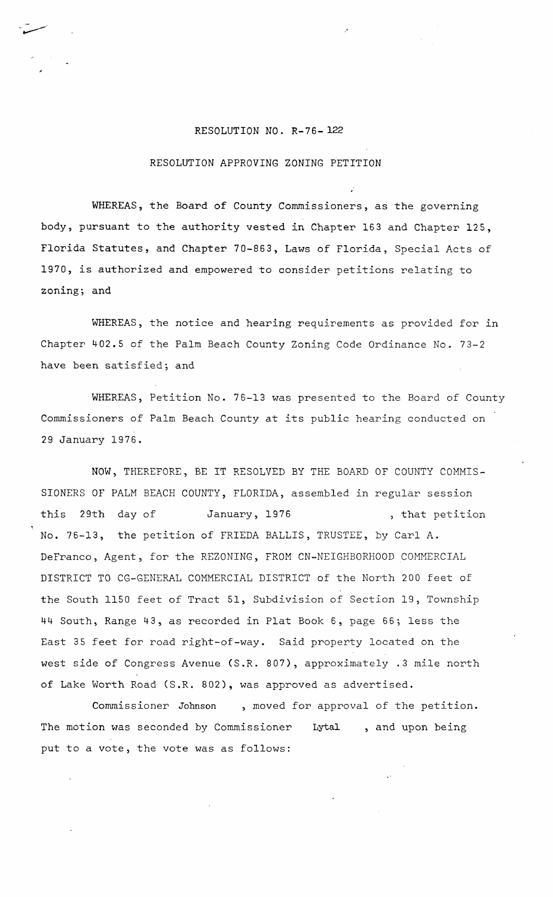RESOLUTION NO. R-76-122

RESOLUTION APPROVING ZONING PETITION

WHEREAS, the Board of County Commissioners, as the governing body, pursuant to the authority vested in Chapter 163 and Chapter 125, Florida Statutes, and Chapter 70-863, Laws of Florida, Special Acts of 1970, is authorized and empowered to consider petitions relating to zoning; and

WHEREAS, the notice and hearing requirements as provided for in Chapter 402.5 of the Palm Beach County Zoning Code Ordinance No. 73-2 have been satisfied; and

WHEREAS, Petition No. 76-13 was presented to the Board of County Commissioners of Palm Beach County at its public hearing conducted on 29 January 1976.

NOW, THEREFORE, BE IT RESOLVED BY THE BOARD OF COUNTY COMMISSIONERS OF PALM BEACH COUNTY, FLORIDA, assembled in regular session this 29th day of January, 1976, that petition No. 76-13, the petition of FRIEDA BALLIS, TRUSTEE, by Carl A. DeFranco, Agent, for the REZONING, FROM CN-NEIGHBORHOOD COMMERCIAL DISTRICT TO CG-GENERAL COMMERCIAL DISTRICT of the North 200 feet of the South 1150 feet of Tract 51, Subdivision of Section 19, Township 44 South, Range 43, as recorded in Plat Book 6, page 66; less the East 35 feet for road right-of-way. Said property located on the west side of Congress Avenue (S.R. 807), approximately .3 mile north of Lake Worth Road (S.R. 802), was approved as advertised.

Commissioner Johnson, moved for approval of the petition. The motion was seconded by Commissioner Lytal, and upon being put to a vote, the vote was as follows: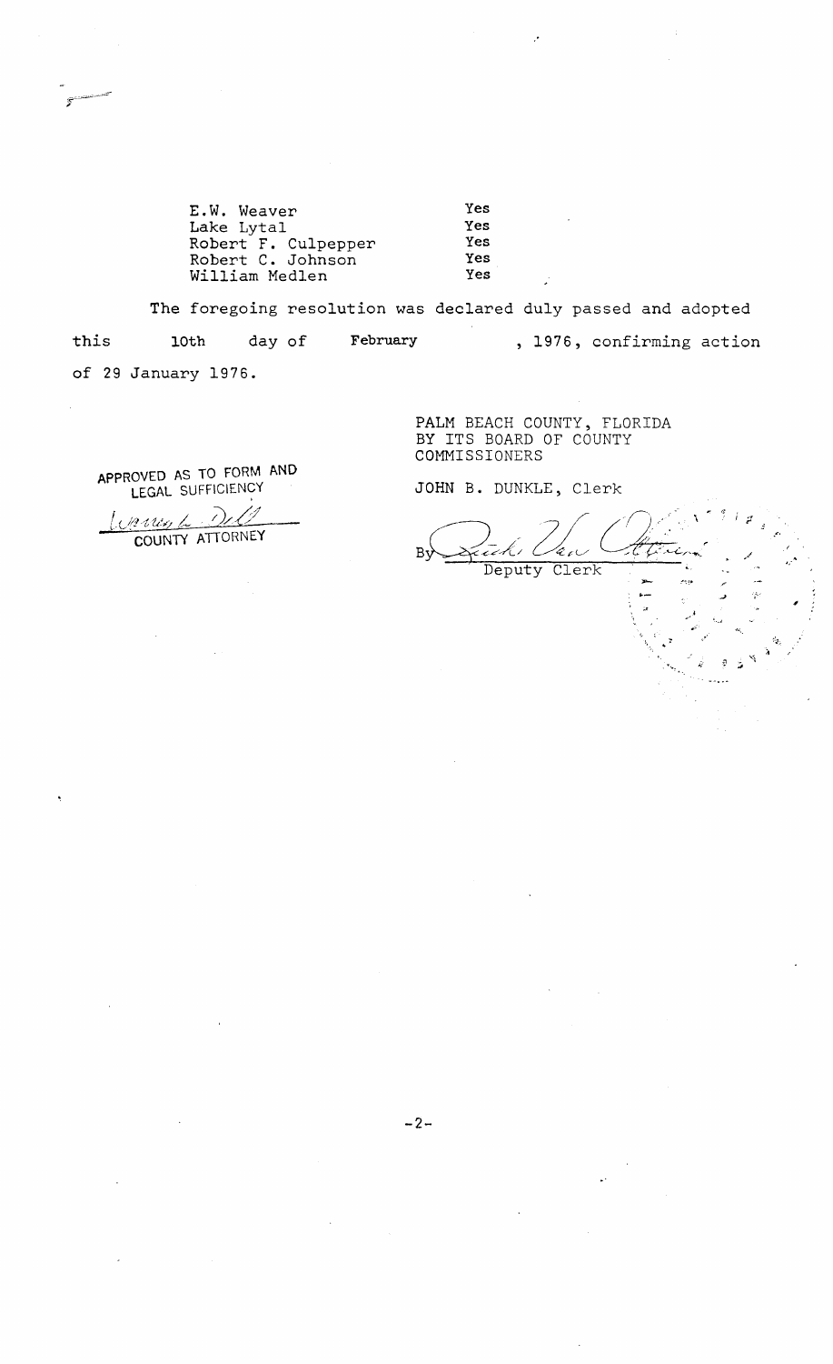| | |
|---|---|
| E.W. Weaver | Yes |
| Lake Lytal | Yes |
| Robert F. Culpepper | Yes |
| Robert C. Johnson | Yes |
| William Medlen | Yes |

The foregoing resolution was declared duly passed and adopted this 10th day of February, 1976, confirming action of 29 January 1976.

APPROVED AS TO FORM AND LEGAL SUFFICIENCY

COUNTY ATTORNEY

PALM BEACH COUNTY, FLORIDA
BY ITS BOARD OF COUNTY
COMMISSIONERS

JOHN B. DUNKLE, Clerk

By ______________________
Deputy Clerk